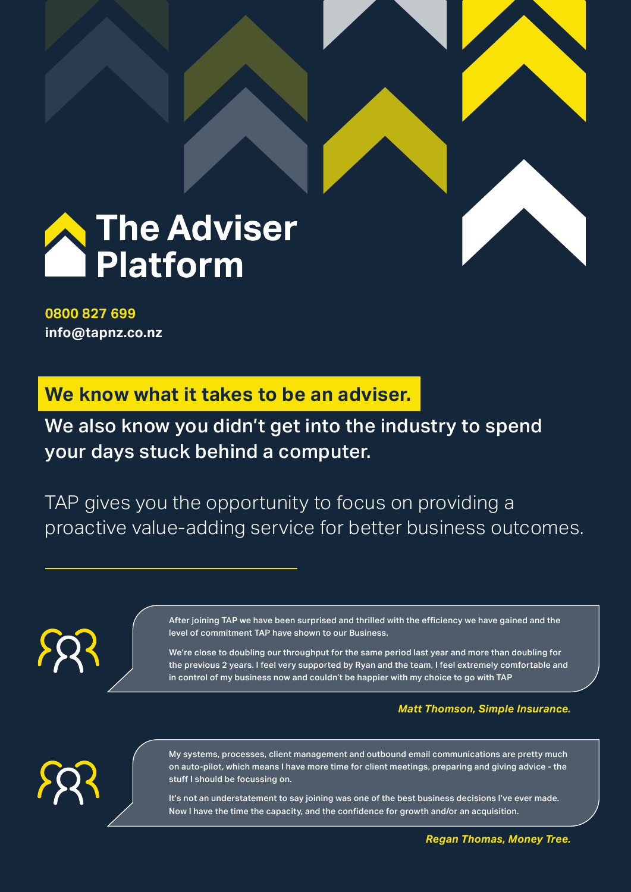# The Adviser Platform

**0800 827 699**
**info@tapnz.co.nz**

## We know what it takes to be an adviser.

We also know you didn't get into the industry to spend your days stuck behind a computer.

TAP gives you the opportunity to focus on providing a proactive value-adding service for better business outcomes.

After joining TAP we have been surprised and thrilled with the efficiency we have gained and the level of commitment TAP have shown to our Business.

We're close to doubling our throughput for the same period last year and more than doubling for the previous 2 years. I feel very supported by Ryan and the team, I feel extremely comfortable and in control of my business now and couldn't be happier with my choice to go with TAP

***Matt Thomson, Simple Insurance.***

My systems, processes, client management and outbound email communications are pretty much on auto-pilot, which means I have more time for client meetings, preparing and giving advice - the stuff I should be focussing on.

It's not an understatement to say joining was one of the best business decisions I've ever made. Now I have the time the capacity, and the confidence for growth and/or an acquisition.

***Regan Thomas, Money Tree.***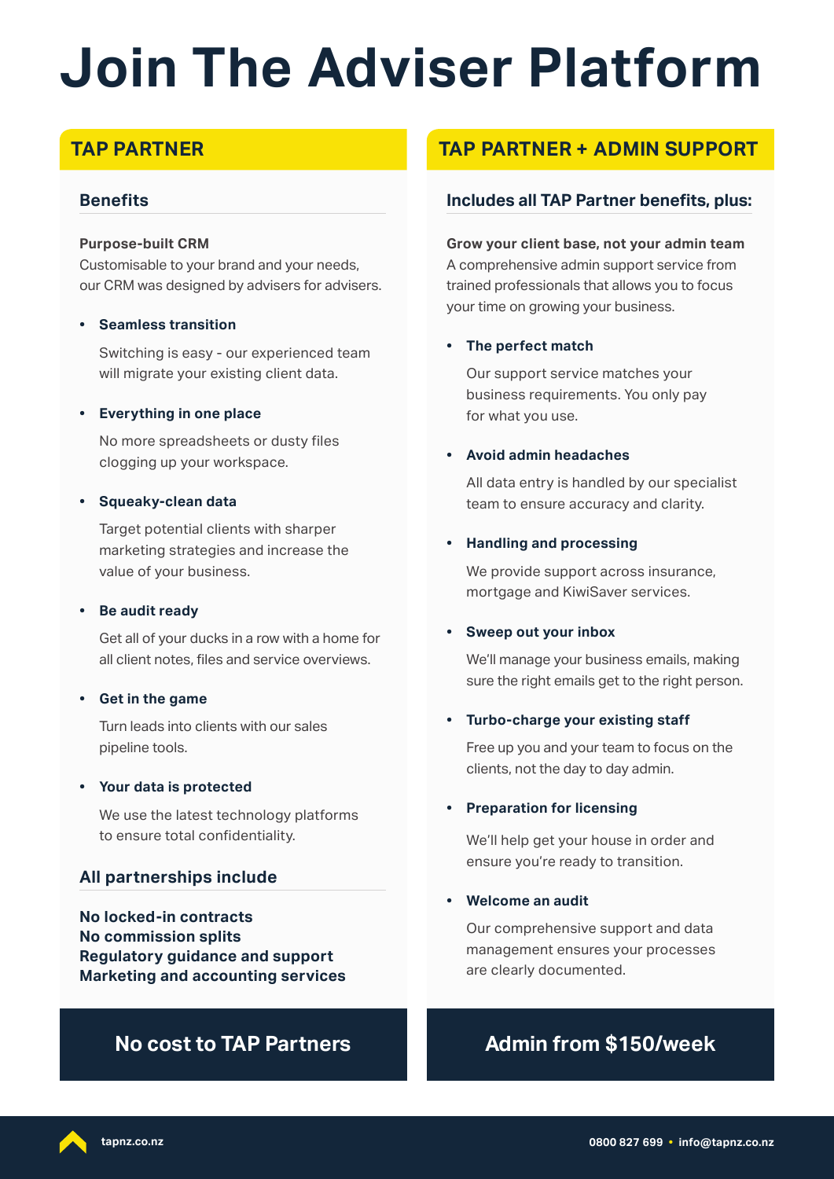# Join The Adviser Platform

## TAP PARTNER

### Benefits

**Purpose-built CRM**
Customisable to your brand and your needs, our CRM was designed by advisers for advisers.

- **Seamless transition**

  Switching is easy - our experienced team will migrate your existing client data.

- **Everything in one place**

  No more spreadsheets or dusty files clogging up your workspace.

- **Squeaky-clean data**

  Target potential clients with sharper marketing strategies and increase the value of your business.

- **Be audit ready**

  Get all of your ducks in a row with a home for all client notes, files and service overviews.

- **Get in the game**

  Turn leads into clients with our sales pipeline tools.

- **Your data is protected**

  We use the latest technology platforms to ensure total confidentiality.

### All partnerships include

**No locked-in contracts**
**No commission splits**
**Regulatory guidance and support**
**Marketing and accounting services**

**No cost to TAP Partners**

## TAP PARTNER + ADMIN SUPPORT

### Includes all TAP Partner benefits, plus:

**Grow your client base, not your admin team**
A comprehensive admin support service from trained professionals that allows you to focus your time on growing your business.

- **The perfect match**

  Our support service matches your business requirements. You only pay for what you use.

- **Avoid admin headaches**

  All data entry is handled by our specialist team to ensure accuracy and clarity.

- **Handling and processing**

  We provide support across insurance, mortgage and KiwiSaver services.

- **Sweep out your inbox**

  We'll manage your business emails, making sure the right emails get to the right person.

- **Turbo-charge your existing staff**

  Free up you and your team to focus on the clients, not the day to day admin.

- **Preparation for licensing**

  We'll help get your house in order and ensure you're ready to transition.

- **Welcome an audit**

  Our comprehensive support and data management ensures your processes are clearly documented.

**Admin from $150/week**

tapnz.co.nz

0800 827 699 • info@tapnz.co.nz